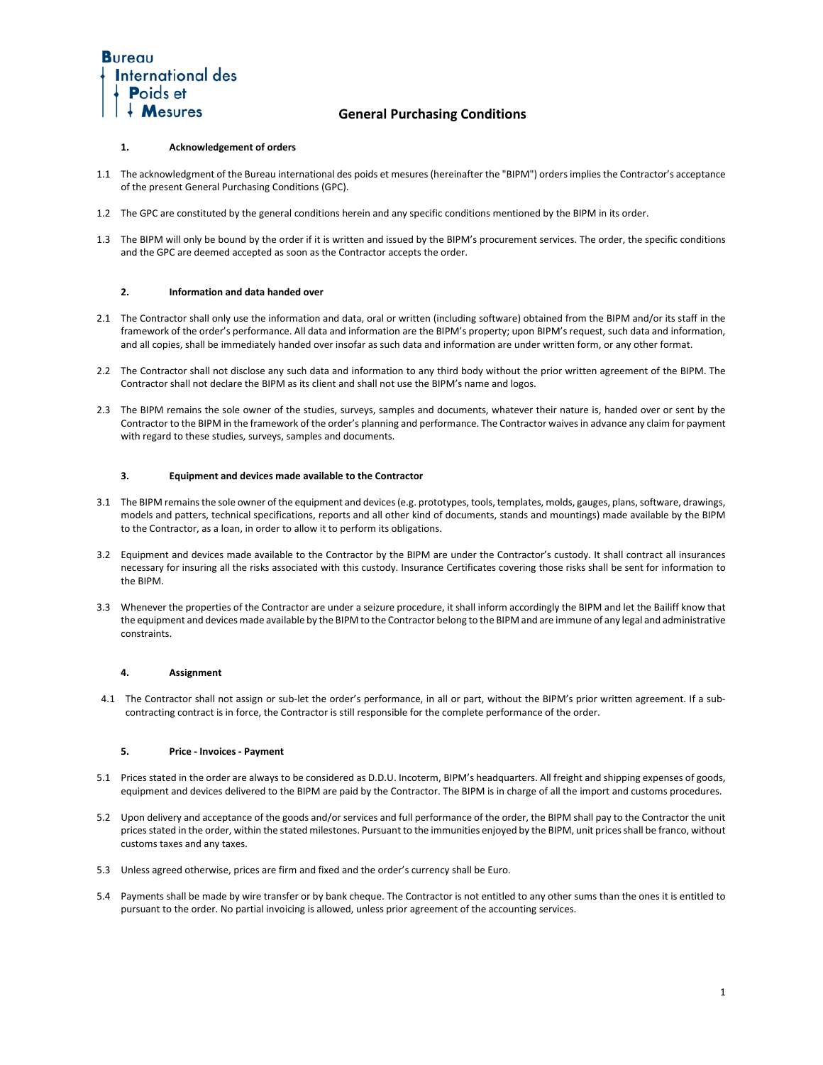Bureau International des Poids et Mesures

# General Purchasing Conditions

## 1. Acknowledgement of orders

1.1 The acknowledgment of the Bureau international des poids et mesures (hereinafter the "BIPM") orders implies the Contractor's acceptance of the present General Purchasing Conditions (GPC).

1.2 The GPC are constituted by the general conditions herein and any specific conditions mentioned by the BIPM in its order.

1.3 The BIPM will only be bound by the order if it is written and issued by the BIPM's procurement services. The order, the specific conditions and the GPC are deemed accepted as soon as the Contractor accepts the order.

## 2. Information and data handed over

2.1 The Contractor shall only use the information and data, oral or written (including software) obtained from the BIPM and/or its staff in the framework of the order's performance. All data and information are the BIPM's property; upon BIPM's request, such data and information, and all copies, shall be immediately handed over insofar as such data and information are under written form, or any other format.

2.2 The Contractor shall not disclose any such data and information to any third body without the prior written agreement of the BIPM. The Contractor shall not declare the BIPM as its client and shall not use the BIPM's name and logos.

2.3 The BIPM remains the sole owner of the studies, surveys, samples and documents, whatever their nature is, handed over or sent by the Contractor to the BIPM in the framework of the order's planning and performance. The Contractor waives in advance any claim for payment with regard to these studies, surveys, samples and documents.

## 3. Equipment and devices made available to the Contractor

3.1 The BIPM remains the sole owner of the equipment and devices (e.g. prototypes, tools, templates, molds, gauges, plans, software, drawings, models and patters, technical specifications, reports and all other kind of documents, stands and mountings) made available by the BIPM to the Contractor, as a loan, in order to allow it to perform its obligations.

3.2 Equipment and devices made available to the Contractor by the BIPM are under the Contractor's custody. It shall contract all insurances necessary for insuring all the risks associated with this custody. Insurance Certificates covering those risks shall be sent for information to the BIPM.

3.3 Whenever the properties of the Contractor are under a seizure procedure, it shall inform accordingly the BIPM and let the Bailiff know that the equipment and devices made available by the BIPM to the Contractor belong to the BIPM and are immune of any legal and administrative constraints.

## 4. Assignment

4.1 The Contractor shall not assign or sub-let the order's performance, in all or part, without the BIPM's prior written agreement. If a sub-contracting contract is in force, the Contractor is still responsible for the complete performance of the order.

## 5. Price - Invoices - Payment

5.1 Prices stated in the order are always to be considered as D.D.U. Incoterm, BIPM's headquarters. All freight and shipping expenses of goods, equipment and devices delivered to the BIPM are paid by the Contractor. The BIPM is in charge of all the import and customs procedures.

5.2 Upon delivery and acceptance of the goods and/or services and full performance of the order, the BIPM shall pay to the Contractor the unit prices stated in the order, within the stated milestones. Pursuant to the immunities enjoyed by the BIPM, unit prices shall be franco, without customs taxes and any taxes.

5.3 Unless agreed otherwise, prices are firm and fixed and the order's currency shall be Euro.

5.4 Payments shall be made by wire transfer or by bank cheque. The Contractor is not entitled to any other sums than the ones it is entitled to pursuant to the order. No partial invoicing is allowed, unless prior agreement of the accounting services.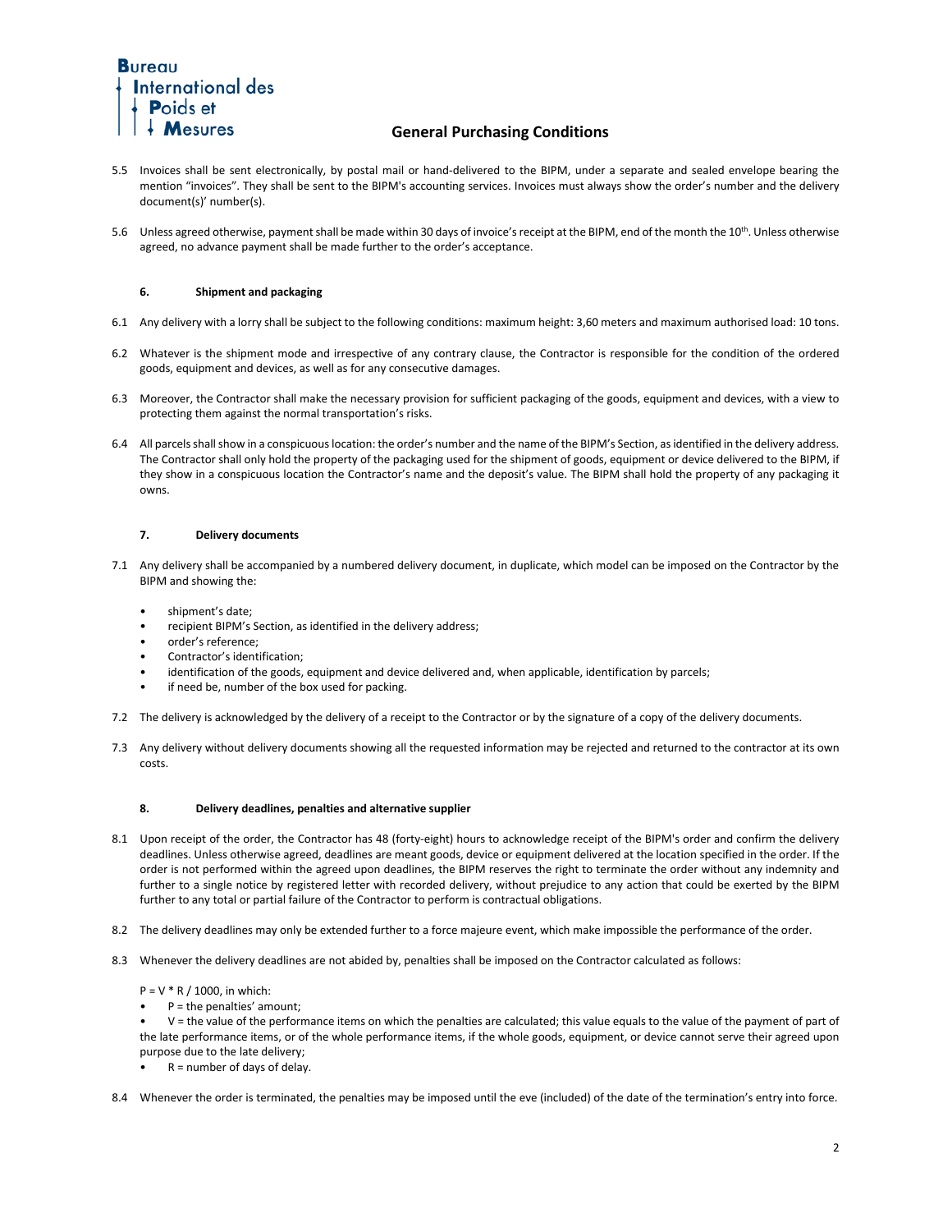5.5 Invoices shall be sent electronically, by postal mail or hand-delivered to the BIPM, under a separate and sealed envelope bearing the mention "invoices". They shall be sent to the BIPM's accounting services. Invoices must always show the order's number and the delivery document(s)' number(s).

5.6 Unless agreed otherwise, payment shall be made within 30 days of invoice's receipt at the BIPM, end of the month the 10th. Unless otherwise agreed, no advance payment shall be made further to the order's acceptance.

## 6. Shipment and packaging

6.1 Any delivery with a lorry shall be subject to the following conditions: maximum height: 3,60 meters and maximum authorised load: 10 tons.

6.2 Whatever is the shipment mode and irrespective of any contrary clause, the Contractor is responsible for the condition of the ordered goods, equipment and devices, as well as for any consecutive damages.

6.3 Moreover, the Contractor shall make the necessary provision for sufficient packaging of the goods, equipment and devices, with a view to protecting them against the normal transportation's risks.

6.4 All parcels shall show in a conspicuous location: the order's number and the name of the BIPM's Section, as identified in the delivery address. The Contractor shall only hold the property of the packaging used for the shipment of goods, equipment or device delivered to the BIPM, if they show in a conspicuous location the Contractor's name and the deposit's value. The BIPM shall hold the property of any packaging it owns.

## 7. Delivery documents

7.1 Any delivery shall be accompanied by a numbered delivery document, in duplicate, which model can be imposed on the Contractor by the BIPM and showing the:

- shipment's date;
- recipient BIPM's Section, as identified in the delivery address;
- order's reference;
- Contractor's identification;
- identification of the goods, equipment and device delivered and, when applicable, identification by parcels;
- if need be, number of the box used for packing.

7.2 The delivery is acknowledged by the delivery of a receipt to the Contractor or by the signature of a copy of the delivery documents.

7.3 Any delivery without delivery documents showing all the requested information may be rejected and returned to the contractor at its own costs.

## 8. Delivery deadlines, penalties and alternative supplier

8.1 Upon receipt of the order, the Contractor has 48 (forty-eight) hours to acknowledge receipt of the BIPM's order and confirm the delivery deadlines. Unless otherwise agreed, deadlines are meant goods, device or equipment delivered at the location specified in the order. If the order is not performed within the agreed upon deadlines, the BIPM reserves the right to terminate the order without any indemnity and further to a single notice by registered letter with recorded delivery, without prejudice to any action that could be exerted by the BIPM further to any total or partial failure of the Contractor to perform is contractual obligations.

8.2 The delivery deadlines may only be extended further to a force majeure event, which make impossible the performance of the order.

8.3 Whenever the delivery deadlines are not abided by, penalties shall be imposed on the Contractor calculated as follows:

$P = V * R / 1000$, in which:

- $P$ = the penalties' amount;
- $V$ = the value of the performance items on which the penalties are calculated; this value equals to the value of the payment of part of the late performance items, or of the whole performance items, if the whole goods, equipment, or device cannot serve their agreed upon purpose due to the late delivery;
- $R$ = number of days of delay.

8.4 Whenever the order is terminated, the penalties may be imposed until the eve (included) of the date of the termination's entry into force.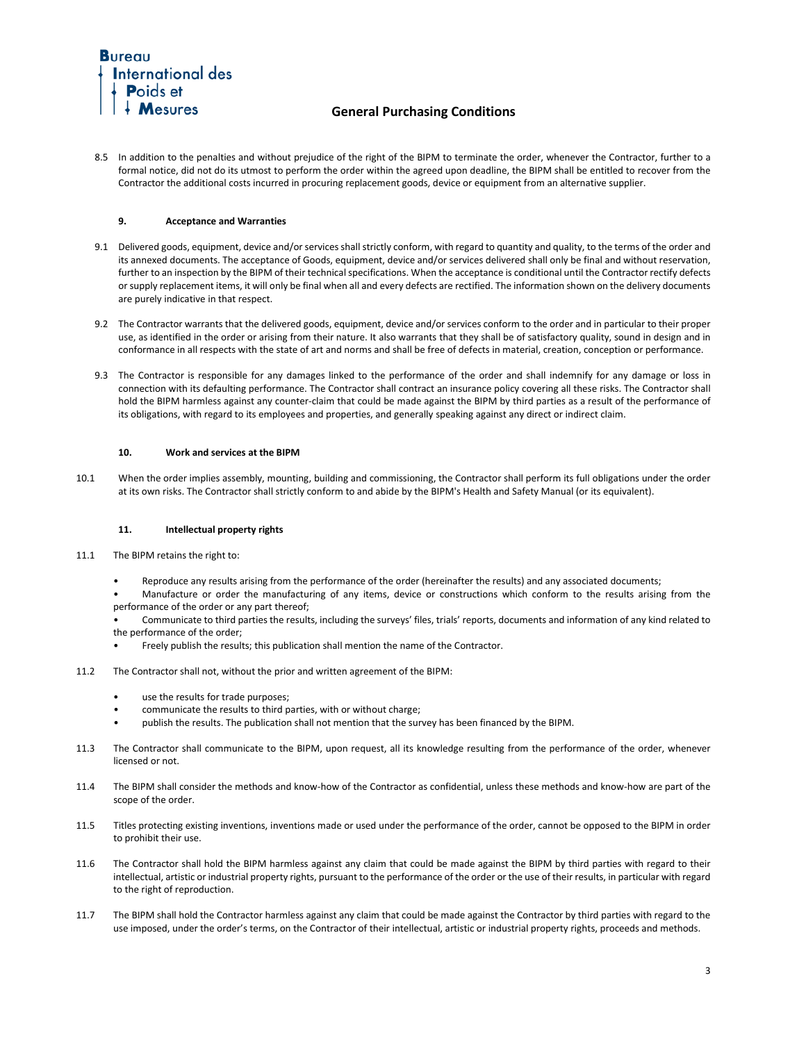8.5 In addition to the penalties and without prejudice of the right of the BIPM to terminate the order, whenever the Contractor, further to a formal notice, did not do its utmost to perform the order within the agreed upon deadline, the BIPM shall be entitled to recover from the Contractor the additional costs incurred in procuring replacement goods, device or equipment from an alternative supplier.

## 9. Acceptance and Warranties

9.1 Delivered goods, equipment, device and/or services shall strictly conform, with regard to quantity and quality, to the terms of the order and its annexed documents. The acceptance of Goods, equipment, device and/or services delivered shall only be final and without reservation, further to an inspection by the BIPM of their technical specifications. When the acceptance is conditional until the Contractor rectify defects or supply replacement items, it will only be final when all and every defects are rectified. The information shown on the delivery documents are purely indicative in that respect.

9.2 The Contractor warrants that the delivered goods, equipment, device and/or services conform to the order and in particular to their proper use, as identified in the order or arising from their nature. It also warrants that they shall be of satisfactory quality, sound in design and in conformance in all respects with the state of art and norms and shall be free of defects in material, creation, conception or performance.

9.3 The Contractor is responsible for any damages linked to the performance of the order and shall indemnify for any damage or loss in connection with its defaulting performance. The Contractor shall contract an insurance policy covering all these risks. The Contractor shall hold the BIPM harmless against any counter-claim that could be made against the BIPM by third parties as a result of the performance of its obligations, with regard to its employees and properties, and generally speaking against any direct or indirect claim.

## 10. Work and services at the BIPM

10.1 When the order implies assembly, mounting, building and commissioning, the Contractor shall perform its full obligations under the order at its own risks. The Contractor shall strictly conform to and abide by the BIPM's Health and Safety Manual (or its equivalent).

## 11. Intellectual property rights

11.1 The BIPM retains the right to:

- Reproduce any results arising from the performance of the order (hereinafter the results) and any associated documents;
- Manufacture or order the manufacturing of any items, device or constructions which conform to the results arising from the performance of the order or any part thereof;
- Communicate to third parties the results, including the surveys' files, trials' reports, documents and information of any kind related to the performance of the order;
- Freely publish the results; this publication shall mention the name of the Contractor.

11.2 The Contractor shall not, without the prior and written agreement of the BIPM:

- use the results for trade purposes;
- communicate the results to third parties, with or without charge;
- publish the results. The publication shall not mention that the survey has been financed by the BIPM.

11.3 The Contractor shall communicate to the BIPM, upon request, all its knowledge resulting from the performance of the order, whenever licensed or not.

11.4 The BIPM shall consider the methods and know-how of the Contractor as confidential, unless these methods and know-how are part of the scope of the order.

11.5 Titles protecting existing inventions, inventions made or used under the performance of the order, cannot be opposed to the BIPM in order to prohibit their use.

11.6 The Contractor shall hold the BIPM harmless against any claim that could be made against the BIPM by third parties with regard to their intellectual, artistic or industrial property rights, pursuant to the performance of the order or the use of their results, in particular with regard to the right of reproduction.

11.7 The BIPM shall hold the Contractor harmless against any claim that could be made against the Contractor by third parties with regard to the use imposed, under the order's terms, on the Contractor of their intellectual, artistic or industrial property rights, proceeds and methods.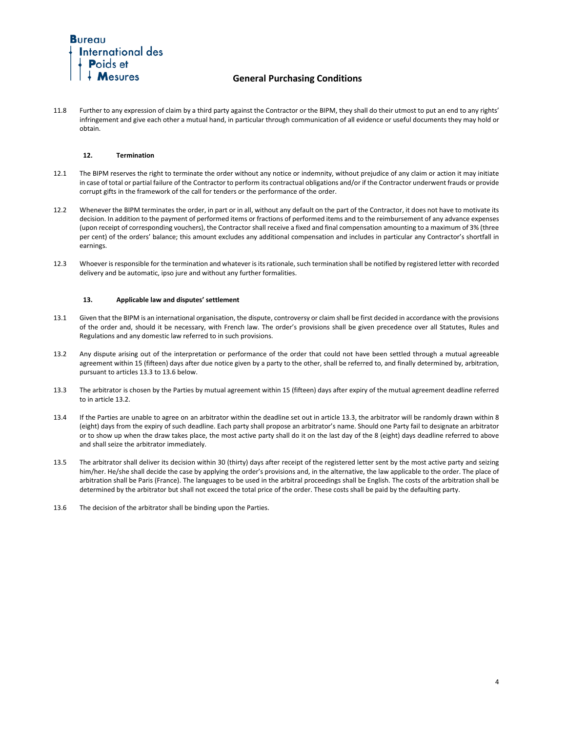11.8 Further to any expression of claim by a third party against the Contractor or the BIPM, they shall do their utmost to put an end to any rights' infringement and give each other a mutual hand, in particular through communication of all evidence or useful documents they may hold or obtain.

## 12. Termination

12.1 The BIPM reserves the right to terminate the order without any notice or indemnity, without prejudice of any claim or action it may initiate in case of total or partial failure of the Contractor to perform its contractual obligations and/or if the Contractor underwent frauds or provide corrupt gifts in the framework of the call for tenders or the performance of the order.

12.2 Whenever the BIPM terminates the order, in part or in all, without any default on the part of the Contractor, it does not have to motivate its decision. In addition to the payment of performed items or fractions of performed items and to the reimbursement of any advance expenses (upon receipt of corresponding vouchers), the Contractor shall receive a fixed and final compensation amounting to a maximum of 3% (three per cent) of the orders' balance; this amount excludes any additional compensation and includes in particular any Contractor's shortfall in earnings.

12.3 Whoever is responsible for the termination and whatever is its rationale, such termination shall be notified by registered letter with recorded delivery and be automatic, ipso jure and without any further formalities.

## 13. Applicable law and disputes' settlement

13.1 Given that the BIPM is an international organisation, the dispute, controversy or claim shall be first decided in accordance with the provisions of the order and, should it be necessary, with French law. The order's provisions shall be given precedence over all Statutes, Rules and Regulations and any domestic law referred to in such provisions.

13.2 Any dispute arising out of the interpretation or performance of the order that could not have been settled through a mutual agreeable agreement within 15 (fifteen) days after due notice given by a party to the other, shall be referred to, and finally determined by, arbitration, pursuant to articles 13.3 to 13.6 below.

13.3 The arbitrator is chosen by the Parties by mutual agreement within 15 (fifteen) days after expiry of the mutual agreement deadline referred to in article 13.2.

13.4 If the Parties are unable to agree on an arbitrator within the deadline set out in article 13.3, the arbitrator will be randomly drawn within 8 (eight) days from the expiry of such deadline. Each party shall propose an arbitrator's name. Should one Party fail to designate an arbitrator or to show up when the draw takes place, the most active party shall do it on the last day of the 8 (eight) days deadline referred to above and shall seize the arbitrator immediately.

13.5 The arbitrator shall deliver its decision within 30 (thirty) days after receipt of the registered letter sent by the most active party and seizing him/her. He/she shall decide the case by applying the order's provisions and, in the alternative, the law applicable to the order. The place of arbitration shall be Paris (France). The languages to be used in the arbitral proceedings shall be English. The costs of the arbitration shall be determined by the arbitrator but shall not exceed the total price of the order. These costs shall be paid by the defaulting party.

13.6 The decision of the arbitrator shall be binding upon the Parties.